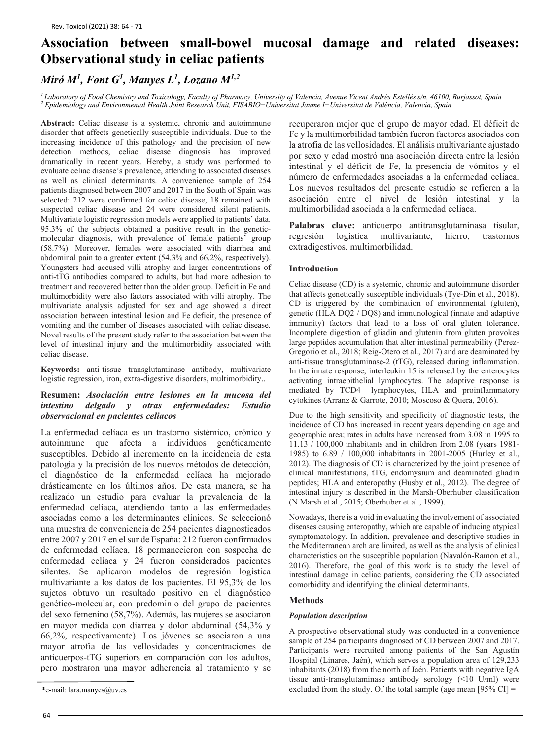# Association between small-bowel mucosal damage and related diseases: Observational study in celiac patients

*Miró M[1], Font G[1], Manyes L[1], Lozano M[1,2]*

*[1] Laboratory of Food Chemistry and Toxicology, Faculty of Pharmacy, University of Valencia, Avenue Vicent Andrés Estellés s/n, 46100, Burjassot, Spain*
*[2] Epidemiology and Environmental Health Joint Research Unit, FISABIO−Universitat Jaume I−Universitat de València, Valencia, Spain*

**Abstract:** Celiac disease is a systemic, chronic and autoimmune disorder that affects genetically susceptible individuals. Due to the increasing incidence of this pathology and the precision of new detection methods, celiac disease diagnosis has improved dramatically in recent years. Hereby, a study was performed to evaluate celiac disease's prevalence, attending to associated diseases as well as clinical determinants. A convenience sample of 254 patients diagnosed between 2007 and 2017 in the South of Spain was selected: 212 were confirmed for celiac disease, 18 remained with suspected celiac disease and 24 were considered silent patients. Multivariate logistic regression models were applied to patients' data. 95.3% of the subjects obtained a positive result in the genetic-molecular diagnosis, with prevalence of female patients' group (58.7%). Moreover, females were associated with diarrhea and abdominal pain to a greater extent (54.3% and 66.2%, respectively). Youngsters had accused villi atrophy and larger concentrations of anti-tTG antibodies compared to adults, but had more adhesion to treatment and recovered better than the older group. Deficit in Fe and multimorbidity were also factors associated with villi atrophy. The multivariate analysis adjusted for sex and age showed a direct association between intestinal lesion and Fe deficit, the presence of vomiting and the number of diseases associated with celiac disease. Novel results of the present study refer to the association between the level of intestinal injury and the multimorbidity associated with celiac disease.

**Keywords:** anti-tissue transglutaminase antibody, multivariate logistic regression, iron, extra-digestive disorders, multimorbidity..

**Resumen:** ***Asociación entre lesiones en la mucosa del intestino delgado y otras enfermedades: Estudio observacional en pacientes celiacos***

La enfermedad celíaca es un trastorno sistémico, crónico y autoinmune que afecta a individuos genéticamente susceptibles. Debido al incremento en la incidencia de esta patología y la precisión de los nuevos métodos de detección, el diagnóstico de la enfermedad celíaca ha mejorado drásticamente en los últimos años. De esta manera, se ha realizado un estudio para evaluar la prevalencia de la enfermedad celíaca, atendiendo tanto a las enfermedades asociadas como a los determinantes clínicos. Se seleccionó una muestra de conveniencia de 254 pacientes diagnosticados entre 2007 y 2017 en el sur de España: 212 fueron confirmados de enfermedad celíaca, 18 permanecieron con sospecha de enfermedad celíaca y 24 fueron considerados pacientes silentes. Se aplicaron modelos de regresión logística multivariante a los datos de los pacientes. El 95,3% de los sujetos obtuvo un resultado positivo en el diagnóstico genético-molecular, con predominio del grupo de pacientes del sexo femenino (58,7%). Además, las mujeres se asociaron en mayor medida con diarrea y dolor abdominal (54,3% y 66,2%, respectivamente). Los jóvenes se asociaron a una mayor atrofia de las vellosidades y concentraciones de anticuerpos-tTG superiors en comparación con los adultos, pero mostraron una mayor adherencia al tratamiento y se recuperaron mejor que el grupo de mayor edad. El déficit de Fe y la multimorbilidad también fueron factores asociados con la atrofia de las vellosidades. El análisis multivariante ajustado por sexo y edad mostró una asociación directa entre la lesión intestinal y el déficit de Fe, la presencia de vómitos y el número de enfermedades asociadas a la enfermedad celíaca. Los nuevos resultados del presente estudio se refieren a la asociación entre el nivel de lesión intestinal y la multimorbilidad asociada a la enfermedad celíaca.

**Palabras clave:** anticuerpo antitransglutaminasa tisular, regresión logística multivariante, hierro, trastornos extradigestivos, multimorbilidad.

## Introduction

Celiac disease (CD) is a systemic, chronic and autoimmune disorder that affects genetically susceptible individuals (Tye-Din et al., 2018). CD is triggered by the combination of environmental (gluten), genetic (HLA DQ2 / DQ8) and immunological (innate and adaptive immunity) factors that lead to a loss of oral gluten tolerance. Incomplete digestion of gliadin and glutenin from gluten provokes large peptides accumulation that alter intestinal permeability (Perez-Gregorio et al., 2018; Reig-Otero et al., 2017) and are deaminated by anti-tissue transglutaminase-2 (tTG), released during inflammation. In the innate response, interleukin 15 is released by the enterocytes activating intraepithelial lymphocytes. The adaptive response is mediated by TCD4+ lymphocytes, HLA and proinflammatory cytokines (Arranz & Garrote, 2010; Moscoso & Quera, 2016).

Due to the high sensitivity and specificity of diagnostic tests, the incidence of CD has increased in recent years depending on age and geographic area; rates in adults have increased from 3.08 in 1995 to 11.13 / 100,000 inhabitants and in children from 2.08 (years 1981-1985) to 6.89 / 100,000 inhabitants in 2001-2005 (Hurley et al., 2012). The diagnosis of CD is characterized by the joint presence of clinical manifestations, tTG, endomysium and deaminated gliadin peptides; HLA and enteropathy (Husby et al., 2012). The degree of intestinal injury is described in the Marsh-Oberhuber classification (N Marsh et al., 2015; Oberhuber et al., 1999).

Nowadays, there is a void in evaluating the involvement of associated diseases causing enteropathy, which are capable of inducing atypical symptomatology. In addition, prevalence and descriptive studies in the Mediterranean arch are limited, as well as the analysis of clinical characteristics on the susceptible population (Navalón-Ramon et al., 2016). Therefore, the goal of this work is to study the level of intestinal damage in celiac patients, considering the CD associated comorbidity and identifying the clinical determinants.

## Methods

### *Population description*

A prospective observational study was conducted in a convenience sample of 254 participants diagnosed of CD between 2007 and 2017. Participants were recruited among patients of the San Agustín Hospital (Linares, Jaén), which serves a population area of 129,233 inhabitants (2018) from the north of Jaén. Patients with negative IgA tissue anti-transglutaminase antibody serology (<10 U/ml) were excluded from the study. Of the total sample (age mean [95% CI] =

*e-mail: lara.manyes@uv.es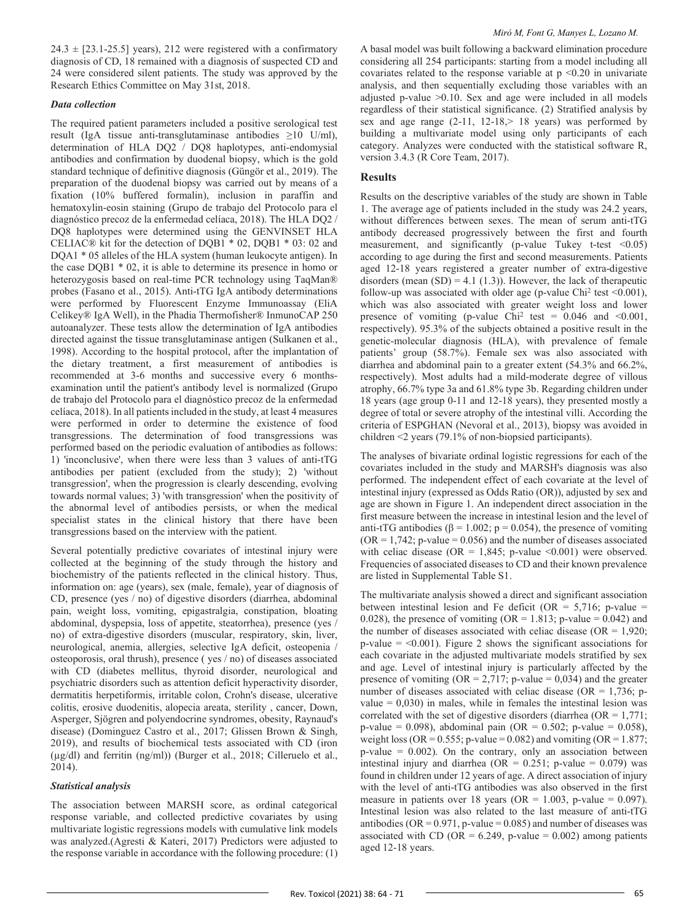24.3 ± [23.1-25.5] years), 212 were registered with a confirmatory diagnosis of CD, 18 remained with a diagnosis of suspected CD and 24 were considered silent patients. The study was approved by the Research Ethics Committee on May 31st, 2018.

### *Data collection*

The required patient parameters included a positive serological test result (IgA tissue anti-transglutaminase antibodies ≥10 U/ml), determination of HLA DQ2 / DQ8 haplotypes, anti-endomysial antibodies and confirmation by duodenal biopsy, which is the gold standard technique of definitive diagnosis (Güngör et al., 2019). The preparation of the duodenal biopsy was carried out by means of a fixation (10% buffered formalin), inclusion in paraffin and hematoxylin-eosin staining (Grupo de trabajo del Protocolo para el diagnóstico precoz de la enfermedad celíaca, 2018). The HLA DQ2 / DQ8 haplotypes were determined using the GENVINSET HLA CELIAC® kit for the detection of DQB1 * 02, DQB1 * 03: 02 and DQA1 * 05 alleles of the HLA system (human leukocyte antigen). In the case DQB1 * 02, it is able to determine its presence in homo or heterozygosis based on real-time PCR technology using TaqMan® probes (Fasano et al., 2015). Anti-tTG IgA antibody determinations were performed by Fluorescent Enzyme Immunoassay (EliA Celikey® IgA Well), in the Phadia Thermofisher® InmunoCAP 250 autoanalyzer. These tests allow the determination of IgA antibodies directed against the tissue transglutaminase antigen (Sulkanen et al., 1998). According to the hospital protocol, after the implantation of the dietary treatment, a first measurement of antibodies is recommended at 3-6 months and successive every 6 months-examination until the patient's antibody level is normalized (Grupo de trabajo del Protocolo para el diagnóstico precoz de la enfermedad celíaca, 2018). In all patients included in the study, at least 4 measures were performed in order to determine the existence of food transgressions. The determination of food transgressions was performed based on the periodic evaluation of antibodies as follows: 1) 'inconclusive', when there were less than 3 values of anti-tTG antibodies per patient (excluded from the study); 2) 'without transgression', when the progression is clearly descending, evolving towards normal values; 3) 'with transgression' when the positivity of the abnormal level of antibodies persists, or when the medical specialist states in the clinical history that there have been transgressions based on the interview with the patient.

Several potentially predictive covariates of intestinal injury were collected at the beginning of the study through the history and biochemistry of the patients reflected in the clinical history. Thus, information on: age (years), sex (male, female), year of diagnosis of CD, presence (yes / no) of digestive disorders (diarrhea, abdominal pain, weight loss, vomiting, epigastralgia, constipation, bloating abdominal, dyspepsia, loss of appetite, steatorrhea), presence (yes / no) of extra-digestive disorders (muscular, respiratory, skin, liver, neurological, anemia, allergies, selective IgA deficit, osteopenia / osteoporosis, oral thrush), presence ( yes / no) of diseases associated with CD (diabetes mellitus, thyroid disorder, neurological and psychiatric disorders such as attention deficit hyperactivity disorder, dermatitis herpetiformis, irritable colon, Crohn's disease, ulcerative colitis, erosive duodenitis, alopecia areata, sterility , cancer, Down, Asperger, Sjögren and polyendocrine syndromes, obesity, Raynaud's disease) (Dominguez Castro et al., 2017; Glissen Brown & Singh, 2019), and results of biochemical tests associated with CD (iron (μg/dl) and ferritin (ng/ml)) (Burger et al., 2018; Cilleruelo et al., 2014).

### *Statistical analysis*

The association between MARSH score, as ordinal categorical response variable, and collected predictive covariates by using multivariate logistic regressions models with cumulative link models was analyzed.(Agresti & Kateri, 2017) Predictors were adjusted to the response variable in accordance with the following procedure: (1) A basal model was built following a backward elimination procedure considering all 254 participants: starting from a model including all covariates related to the response variable at $p < 0.20$ in univariate analysis, and then sequentially excluding those variables with an adjusted p-value >0.10. Sex and age were included in all models regardless of their statistical significance. (2) Stratified analysis by sex and age range (2-11, 12-18,> 18 years) was performed by building a multivariate model using only participants of each category. Analyzes were conducted with the statistical software R, version 3.4.3 (R Core Team, 2017).

## Results

Results on the descriptive variables of the study are shown in Table 1. The average age of patients included in the study was 24.2 years, without differences between sexes. The mean of serum anti-tTG antibody decreased progressively between the first and fourth measurement, and significantly (p-value Tukey t-test <0.05) according to age during the first and second measurements. Patients aged 12-18 years registered a greater number of extra-digestive disorders (mean (SD) = 4.1 (1.3)). However, the lack of therapeutic follow-up was associated with older age (p-value $Chi^2$ test <0.001), which was also associated with greater weight loss and lower presence of vomiting (p-value $Chi^2$ test = 0.046 and <0.001, respectively). 95.3% of the subjects obtained a positive result in the genetic-molecular diagnosis (HLA), with prevalence of female patients' group (58.7%). Female sex was also associated with diarrhea and abdominal pain to a greater extent (54.3% and 66.2%, respectively). Most adults had a mild-moderate degree of villous atrophy, 66.7% type 3a and 61.8% type 3b. Regarding children under 18 years (age group 0-11 and 12-18 years), they presented mostly a degree of total or severe atrophy of the intestinal villi. According the criteria of ESPGHAN (Nevoral et al., 2013), biopsy was avoided in children <2 years (79.1% of non-biopsied participants).

The analyses of bivariate ordinal logistic regressions for each of the covariates included in the study and MARSH's diagnosis was also performed. The independent effect of each covariate at the level of intestinal injury (expressed as Odds Ratio (OR)), adjusted by sex and age are shown in Figure 1. An independent direct association in the first measure between the increase in intestinal lesion and the level of anti-tTG antibodies ($\beta = 1.002$; $p = 0.054$), the presence of vomiting (OR = 1,742; p-value = 0.056) and the number of diseases associated with celiac disease (OR = 1,845; p-value <0.001) were observed. Frequencies of associated diseases to CD and their known prevalence are listed in Supplemental Table S1.

The multivariate analysis showed a direct and significant association between intestinal lesion and Fe deficit (OR = 5,716; p-value = 0.028), the presence of vomiting (OR = 1.813; p-value = 0.042) and the number of diseases associated with celiac disease (OR = 1,920; p-value = <0.001). Figure 2 shows the significant associations for each covariate in the adjusted multivariate models stratified by sex and age. Level of intestinal injury is particularly affected by the presence of vomiting (OR = 2,717; p-value = 0,034) and the greater number of diseases associated with celiac disease (OR = 1,736; p-value = 0,030) in males, while in females the intestinal lesion was correlated with the set of digestive disorders (diarrhea (OR = 1,771; p-value = 0.098), abdominal pain (OR = 0.502; p-value = 0.058), weight loss (OR = 0.555; p-value = 0.082) and vomiting (OR = 1.877; p-value = 0.002). On the contrary, only an association between intestinal injury and diarrhea (OR = 0.251; p-value = 0.079) was found in children under 12 years of age. A direct association of injury with the level of anti-tTG antibodies was also observed in the first measure in patients over 18 years (OR = 1.003, p-value = 0.097). Intestinal lesion was also related to the last measure of anti-tTG antibodies (OR = 0.971, p-value = 0.085) and number of diseases was associated with CD (OR = 6.249, p-value = 0.002) among patients aged 12-18 years.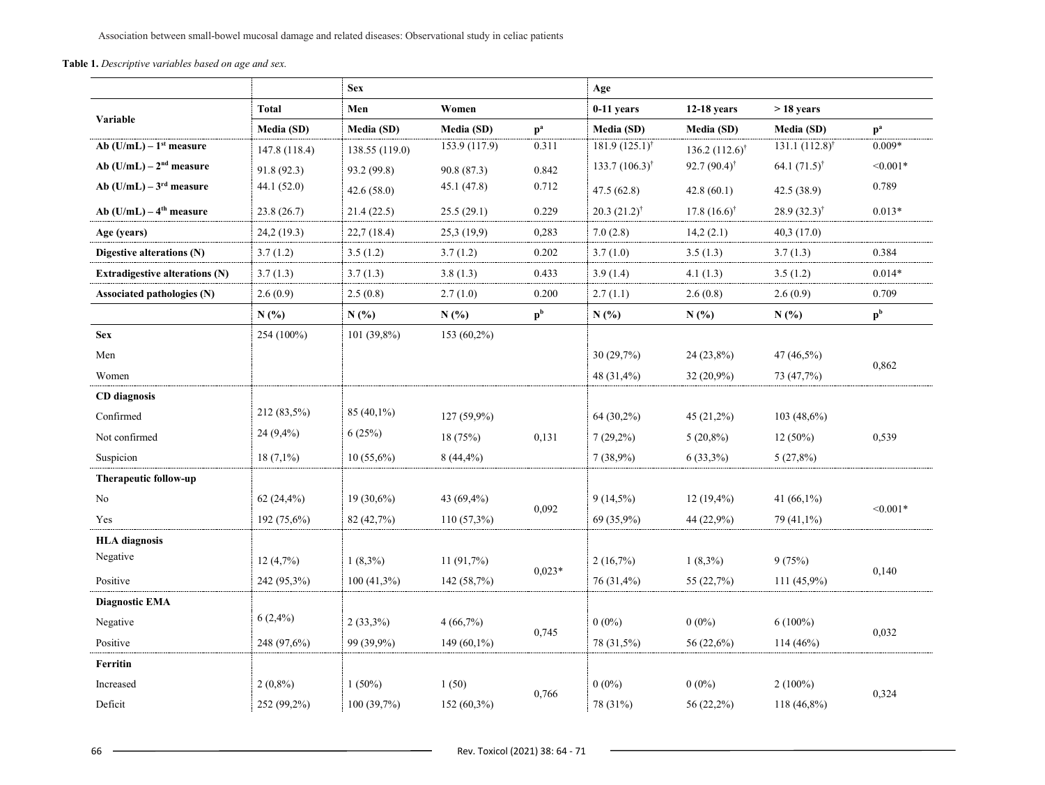**Table 1.** *Descriptive variables based on age and sex.*

| Variable | Total | Sex | | | Age | | | |
|---|---|---|---|---|---|---|---|---|
| | | Men | Women | | 0-11 years | 12-18 years | > 18 years | |
| | Media (SD) | Media (SD) | Media (SD) | p[a] | Media (SD) | Media (SD) | Media (SD) | p[a] |
| Ab (U/mL) – 1[st] measure | 147.8 (118.4) | 138.55 (119.0) | 153.9 (117.9) | 0.311 | 181.9 (125.1)[†] | 136.2 (112.6)[†] | 131.1 (112.8)[†] | 0.009* |
| Ab (U/mL) – 2[nd] measure | 91.8 (92.3) | 93.2 (99.8) | 90.8 (87.3) | 0.842 | 133.7 (106.3)[†] | 92.7 (90.4)[†] | 64.1 (71.5)[†] | <0.001* |
| Ab (U/mL) – 3[rd] measure | 44.1 (52.0) | 42.6 (58.0) | 45.1 (47.8) | 0.712 | 47.5 (62.8) | 42.8 (60.1) | 42.5 (38.9) | 0.789 |
| Ab (U/mL) – 4[th] measure | 23.8 (26.7) | 21.4 (22.5) | 25.5 (29.1) | 0.229 | 20.3 (21.2)[†] | 17.8 (16.6)[†] | 28.9 (32.3)[†] | 0.013* |
| Age (years) | 24,2 (19.3) | 22,7 (18.4) | 25,3 (19,9) | 0,283 | 7.0 (2.8) | 14,2 (2.1) | 40,3 (17.0) | |
| Digestive alterations (N) | 3.7 (1.2) | 3.5 (1.2) | 3.7 (1.2) | 0.202 | 3.7 (1.0) | 3.5 (1.3) | 3.7 (1.3) | 0.384 |
| Extradigestive alterations (N) | 3.7 (1.3) | 3.7 (1.3) | 3.8 (1.3) | 0.433 | 3.9 (1.4) | 4.1 (1.3) | 3.5 (1.2) | 0.014* |
| Associated pathologies (N) | 2.6 (0.9) | 2.5 (0.8) | 2.7 (1.0) | 0.200 | 2.7 (1.1) | 2.6 (0.8) | 2.6 (0.9) | 0.709 |
| | N (%) | N (%) | N (%) | p[b] | N (%) | N (%) | N (%) | p[b] |
| **Sex** | 254 (100%) | 101 (39,8%) | 153 (60,2%) | | | | | |
| Men | | | | | 30 (29,7%) | 24 (23,8%) | 47 (46,5%) | 0,862 |
| Women | | | | | 48 (31,4%) | 32 (20,9%) | 73 (47,7%) | |
| **CD diagnosis** | | | | | | | | |
| Confirmed | 212 (83,5%) | 85 (40,1%) | 127 (59,9%) | | 64 (30,2%) | 45 (21,2%) | 103 (48,6%) | |
| Not confirmed | 24 (9,4%) | 6 (25%) | 18 (75%) | 0,131 | 7 (29,2%) | 5 (20,8%) | 12 (50%) | 0,539 |
| Suspicion | 18 (7,1%) | 10 (55,6%) | 8 (44,4%) | | 7 (38,9%) | 6 (33,3%) | 5 (27,8%) | |
| **Therapeutic follow-up** | | | | | | | | |
| No | 62 (24,4%) | 19 (30,6%) | 43 (69,4%) | 0,092 | 9 (14,5%) | 12 (19,4%) | 41 (66,1%) | <0.001* |
| Yes | 192 (75,6%) | 82 (42,7%) | 110 (57,3%) | | 69 (35,9%) | 44 (22,9%) | 79 (41,1%) | |
| **HLA diagnosis** | | | | | | | | |
| Negative | 12 (4,7%) | 1 (8,3%) | 11 (91,7%) | 0,023* | 2 (16,7%) | 1 (8,3%) | 9 (75%) | 0,140 |
| Positive | 242 (95,3%) | 100 (41,3%) | 142 (58,7%) | | 76 (31,4%) | 55 (22,7%) | 111 (45,9%) | |
| **Diagnostic EMA** | | | | | | | | |
| Negative | 6 (2,4%) | 2 (33,3%) | 4 (66,7%) | 0,745 | 0 (0%) | 0 (0%) | 6 (100%) | 0,032 |
| Positive | 248 (97,6%) | 99 (39,9%) | 149 (60,1%) | | 78 (31,5%) | 56 (22,6%) | 114 (46%) | |
| **Ferritin** | | | | | | | | |
| Increased | 2 (0,8%) | 1 (50%) | 1 (50) | 0,766 | 0 (0%) | 0 (0%) | 2 (100%) | 0,324 |
| Deficit | 252 (99,2%) | 100 (39,7%) | 152 (60,3%) | | 78 (31%) | 56 (22,2%) | 118 (46,8%) | |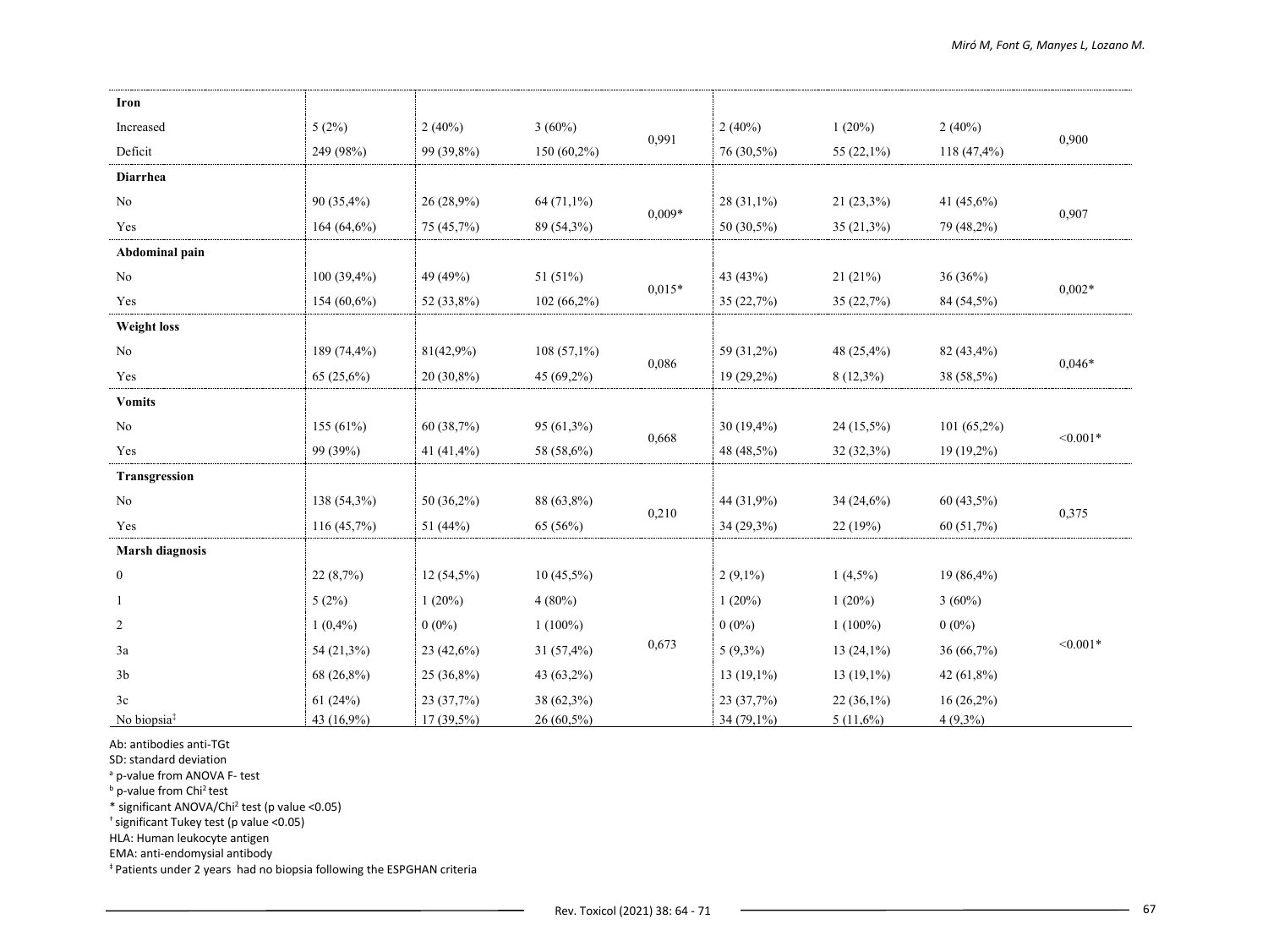| | | | | | | | | |
|---|---|---|---|---|---|---|---|---|
| **Iron** | | | | | | | | |
| Increased | 5 (2%) | 2 (40%) | 3 (60%) | 0,991 | 2 (40%) | 1 (20%) | 2 (40%) | 0,900 |
| Deficit | 249 (98%) | 99 (39,8%) | 150 (60,2%) | | 76 (30,5%) | 55 (22,1%) | 118 (47,4%) | |
| **Diarrhea** | | | | | | | | |
| No | 90 (35,4%) | 26 (28,9%) | 64 (71,1%) | 0,009* | 28 (31,1%) | 21 (23,3%) | 41 (45,6%) | 0,907 |
| Yes | 164 (64,6%) | 75 (45,7%) | 89 (54,3%) | | 50 (30,5%) | 35 (21,3%) | 79 (48,2%) | |
| **Abdominal pain** | | | | | | | | |
| No | 100 (39,4%) | 49 (49%) | 51 (51%) | 0,015* | 43 (43%) | 21 (21%) | 36 (36%) | 0,002* |
| Yes | 154 (60,6%) | 52 (33,8%) | 102 (66,2%) | | 35 (22,7%) | 35 (22,7%) | 84 (54,5%) | |
| **Weight loss** | | | | | | | | |
| No | 189 (74,4%) | 81(42,9%) | 108 (57,1%) | 0,086 | 59 (31,2%) | 48 (25,4%) | 82 (43,4%) | 0,046* |
| Yes | 65 (25,6%) | 20 (30,8%) | 45 (69,2%) | | 19 (29,2%) | 8 (12,3%) | 38 (58,5%) | |
| **Vomits** | | | | | | | | |
| No | 155 (61%) | 60 (38,7%) | 95 (61,3%) | 0,668 | 30 (19,4%) | 24 (15,5%) | 101 (65,2%) | <0.001* |
| Yes | 99 (39%) | 41 (41,4%) | 58 (58,6%) | | 48 (48,5%) | 32 (32,3%) | 19 (19,2%) | |
| **Transgression** | | | | | | | | |
| No | 138 (54,3%) | 50 (36,2%) | 88 (63,8%) | 0,210 | 44 (31,9%) | 34 (24,6%) | 60 (43,5%) | 0,375 |
| Yes | 116 (45,7%) | 51 (44%) | 65 (56%) | | 34 (29,3%) | 22 (19%) | 60 (51,7%) | |
| **Marsh diagnosis** | | | | | | | | |
| 0 | 22 (8,7%) | 12 (54,5%) | 10 (45,5%) | | 2 (9,1%) | 1 (4,5%) | 19 (86,4%) | |
| 1 | 5 (2%) | 1 (20%) | 4 (80%) | | 1 (20%) | 1 (20%) | 3 (60%) | |
| 2 | 1 (0,4%) | 0 (0%) | 1 (100%) | | 0 (0%) | 1 (100%) | 0 (0%) | |
| 3a | 54 (21,3%) | 23 (42,6%) | 31 (57,4%) | 0,673 | 5 (9,3%) | 13 (24,1%) | 36 (66,7%) | <0.001* |
| 3b | 68 (26,8%) | 25 (36,8%) | 43 (63,2%) | | 13 (19,1%) | 13 (19,1%) | 42 (61,8%) | |
| 3c | 61 (24%) | 23 (37,7%) | 38 (62,3%) | | 23 (37,7%) | 22 (36,1%) | 16 (26,2%) | |
| No biopsia[‡] | 43 (16,9%) | 17 (39,5%) | 26 (60,5%) | | 34 (79,1%) | 5 (11,6%) | 4 (9,3%) | |

Ab: antibodies anti-TGt

SD: standard deviation

[a] p-value from ANOVA F- test

[b] p-value from $Chi^2$ test

* significant ANOVA/$Chi^2$ test (p value <0.05)

[†] significant Tukey test (p value <0.05)

HLA: Human leukocyte antigen

EMA: anti-endomysial antibody

[‡] Patients under 2 years had no biopsia following the ESPGHAN criteria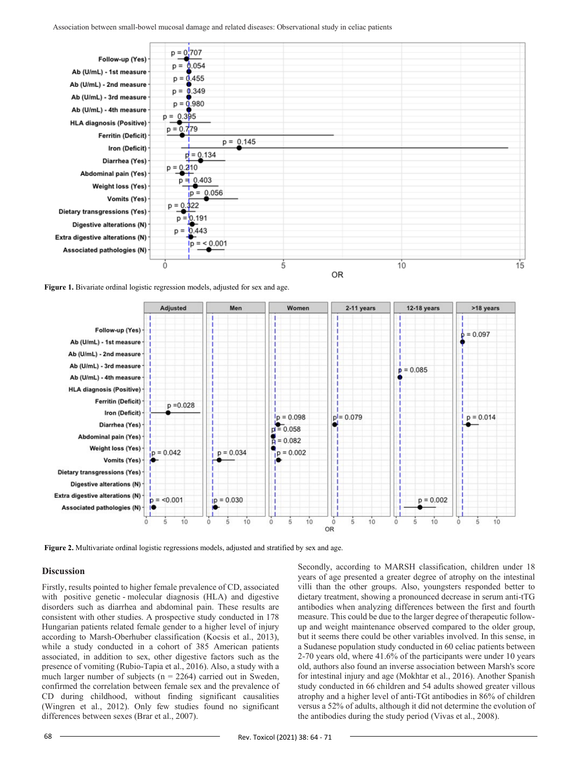**Figure 1.** Bivariate ordinal logistic regression models, adjusted for sex and age.

**Figure 2.** Multivariate ordinal logistic regressions models, adjusted and stratified by sex and age.

## Discussion

Firstly, results pointed to higher female prevalence of CD, associated with positive genetic - molecular diagnosis (HLA) and digestive disorders such as diarrhea and abdominal pain. These results are consistent with other studies. A prospective study conducted in 178 Hungarian patients related female gender to a higher level of injury according to Marsh-Oberhuber classification (Kocsis et al., 2013), while a study conducted in a cohort of 385 American patients associated, in addition to sex, other digestive factors such as the presence of vomiting (Rubio-Tapia et al., 2016). Also, a study with a much larger number of subjects (n = 2264) carried out in Sweden, confirmed the correlation between female sex and the prevalence of CD during childhood, without finding significant causalities (Wingren et al., 2012). Only few studies found no significant differences between sexes (Brar et al., 2007).

Secondly, according to MARSH classification, children under 18 years of age presented a greater degree of atrophy on the intestinal villi than the other groups. Also, youngsters responded better to dietary treatment, showing a pronounced decrease in serum anti-tTG antibodies when analyzing differences between the first and fourth measure. This could be due to the larger degree of therapeutic follow-up and weight maintenance observed compared to the older group, but it seems there could be other variables involved. In this sense, in a Sudanese population study conducted in 60 celiac patients between 2-70 years old, where 41.6% of the participants were under 10 years old, authors also found an inverse association between Marsh's score for intestinal injury and age (Mokhtar et al., 2016). Another Spanish study conducted in 66 children and 54 adults showed greater villous atrophy and a higher level of anti-TGt antibodies in 86% of children versus a 52% of adults, although it did not determine the evolution of the antibodies during the study period (Vivas et al., 2008).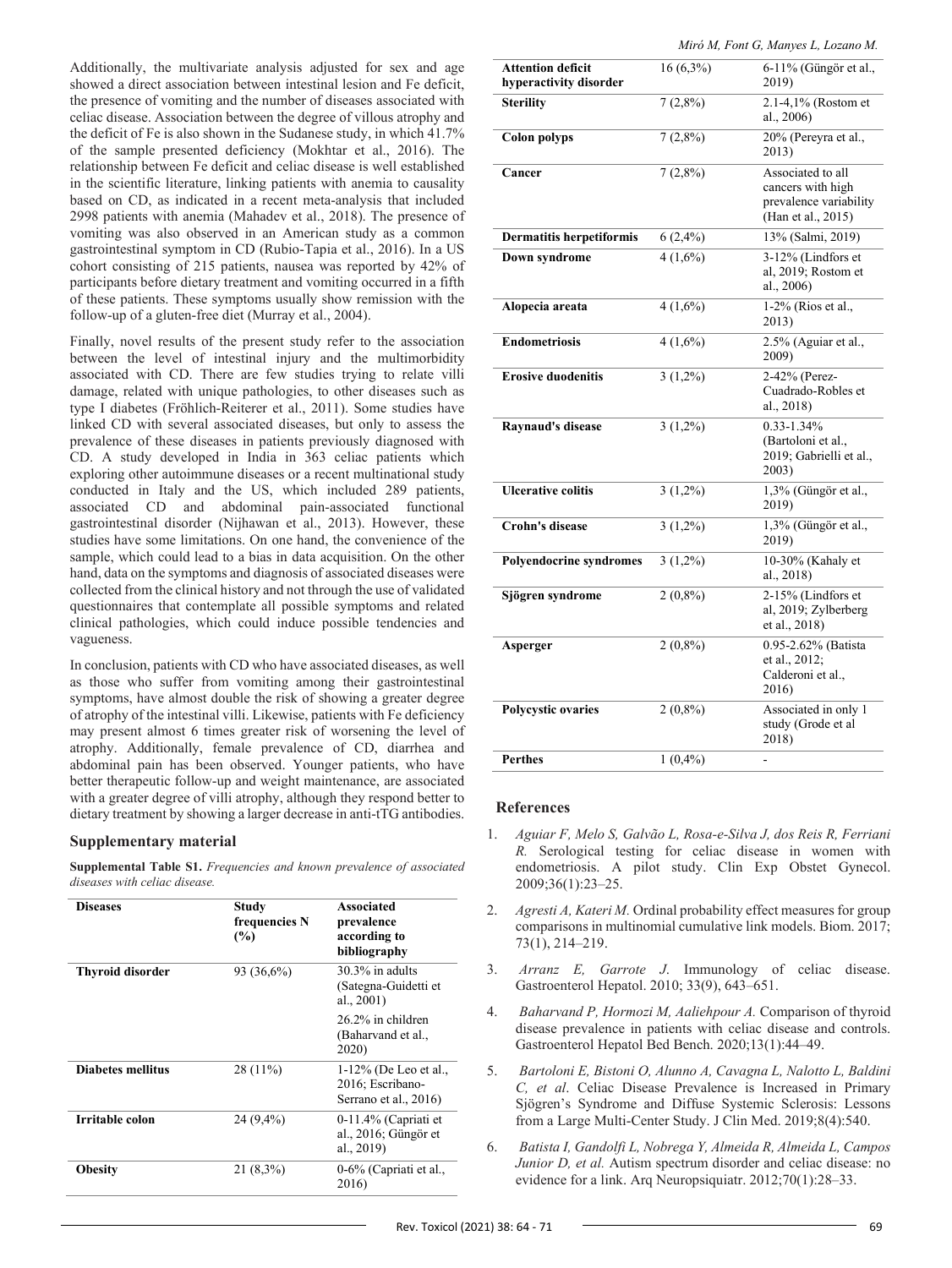Additionally, the multivariate analysis adjusted for sex and age showed a direct association between intestinal lesion and Fe deficit, the presence of vomiting and the number of diseases associated with celiac disease. Association between the degree of villous atrophy and the deficit of Fe is also shown in the Sudanese study, in which 41.7% of the sample presented deficiency (Mokhtar et al., 2016). The relationship between Fe deficit and celiac disease is well established in the scientific literature, linking patients with anemia to causality based on CD, as indicated in a recent meta-analysis that included 2998 patients with anemia (Mahadev et al., 2018). The presence of vomiting was also observed in an American study as a common gastrointestinal symptom in CD (Rubio-Tapia et al., 2016). In a US cohort consisting of 215 patients, nausea was reported by 42% of participants before dietary treatment and vomiting occurred in a fifth of these patients. These symptoms usually show remission with the follow-up of a gluten-free diet (Murray et al., 2004).

Finally, novel results of the present study refer to the association between the level of intestinal injury and the multimorbidity associated with CD. There are few studies trying to relate villi damage, related with unique pathologies, to other diseases such as type I diabetes (Fröhlich-Reiterer et al., 2011). Some studies have linked CD with several associated diseases, but only to assess the prevalence of these diseases in patients previously diagnosed with CD. A study developed in India in 363 celiac patients which exploring other autoimmune diseases or a recent multinational study conducted in Italy and the US, which included 289 patients, associated CD and abdominal pain-associated functional gastrointestinal disorder (Nijhawan et al., 2013). However, these studies have some limitations. On one hand, the convenience of the sample, which could lead to a bias in data acquisition. On the other hand, data on the symptoms and diagnosis of associated diseases were collected from the clinical history and not through the use of validated questionnaires that contemplate all possible symptoms and related clinical pathologies, which could induce possible tendencies and vagueness.

In conclusion, patients with CD who have associated diseases, as well as those who suffer from vomiting among their gastrointestinal symptoms, have almost double the risk of showing a greater degree of atrophy of the intestinal villi. Likewise, patients with Fe deficiency may present almost 6 times greater risk of worsening the level of atrophy. Additionally, female prevalence of CD, diarrhea and abdominal pain has been observed. Younger patients, who have better therapeutic follow-up and weight maintenance, are associated with a greater degree of villi atrophy, although they respond better to dietary treatment by showing a larger decrease in anti-tTG antibodies.

## Supplementary material

**Supplemental Table S1.** *Frequencies and known prevalence of associated diseases with celiac disease.*

| Diseases | Study frequencies N (%) | Associated prevalence according to bibliography |
|---|---|---|
| **Thyroid disorder** | 93 (36,6%) | 30.3% in adults (Sategna-Guidetti et al., 2001) 26.2% in children (Baharvand et al., 2020) |
| **Diabetes mellitus** | 28 (11%) | 1-12% (De Leo et al., 2016; Escribano-Serrano et al., 2016) |
| **Irritable colon** | 24 (9,4%) | 0-11.4% (Capriati et al., 2016; Güngör et al., 2019) |
| **Obesity** | 21 (8,3%) | 0-6% (Capriati et al., 2016) |
| **Attention deficit hyperactivity disorder** | 16 (6,3%) | 6-11% (Güngör et al., 2019) |
| **Sterility** | 7 (2,8%) | 2.1-4,1% (Rostom et al., 2006) |
| **Colon polyps** | 7 (2,8%) | 20% (Pereyra et al., 2013) |
| **Cancer** | 7 (2,8%) | Associated to all cancers with high prevalence variability (Han et al., 2015) |
| **Dermatitis herpetiformis** | 6 (2,4%) | 13% (Salmi, 2019) |
| **Down syndrome** | 4 (1,6%) | 3-12% (Lindfors et al, 2019; Rostom et al., 2006) |
| **Alopecia areata** | 4 (1,6%) | 1-2% (Rios et al., 2013) |
| **Endometriosis** | 4 (1,6%) | 2.5% (Aguiar et al., 2009) |
| **Erosive duodenitis** | 3 (1,2%) | 2-42% (Perez-Cuadrado-Robles et al., 2018) |
| **Raynaud's disease** | 3 (1,2%) | 0.33-1.34% (Bartoloni et al., 2019; Gabrielli et al., 2003) |
| **Ulcerative colitis** | 3 (1,2%) | 1,3% (Güngör et al., 2019) |
| **Crohn's disease** | 3 (1,2%) | 1,3% (Güngör et al., 2019) |
| **Polyendocrine syndromes** | 3 (1,2%) | 10-30% (Kahaly et al., 2018) |
| **Sjögren syndrome** | 2 (0,8%) | 2-15% (Lindfors et al, 2019; Zylberberg et al., 2018) |
| **Asperger** | 2 (0,8%) | 0.95-2.62% (Batista et al., 2012; Calderoni et al., 2016) |
| **Polycystic ovaries** | 2 (0,8%) | Associated in only 1 study (Grode et al 2018) |
| **Perthes** | 1 (0,4%) | - |

## References

1. *Aguiar F, Melo S, Galvão L, Rosa-e-Silva J, dos Reis R, Ferriani R.* Serological testing for celiac disease in women with endometriosis. A pilot study. Clin Exp Obstet Gynecol. 2009;36(1):23–25.
2. *Agresti A, Kateri M.* Ordinal probability effect measures for group comparisons in multinomial cumulative link models. Biom. 2017; 73(1), 214–219.
3. *Arranz E, Garrote J.* Immunology of celiac disease. Gastroenterol Hepatol. 2010; 33(9), 643–651.
4. *Baharvand P, Hormozi M, Aaliehpour A.* Comparison of thyroid disease prevalence in patients with celiac disease and controls. Gastroenterol Hepatol Bed Bench. 2020;13(1):44–49.
5. *Bartoloni E, Bistoni O, Alunno A, Cavagna L, Nalotto L, Baldini C, et al.* Celiac Disease Prevalence is Increased in Primary Sjögren's Syndrome and Diffuse Systemic Sclerosis: Lessons from a Large Multi-Center Study. J Clin Med. 2019;8(4):540.
6. *Batista I, Gandolfi L, Nobrega Y, Almeida R, Almeida L, Campos Junior D, et al.* Autism spectrum disorder and celiac disease: no evidence for a link. Arq Neuropsiquiatr. 2012;70(1):28–33.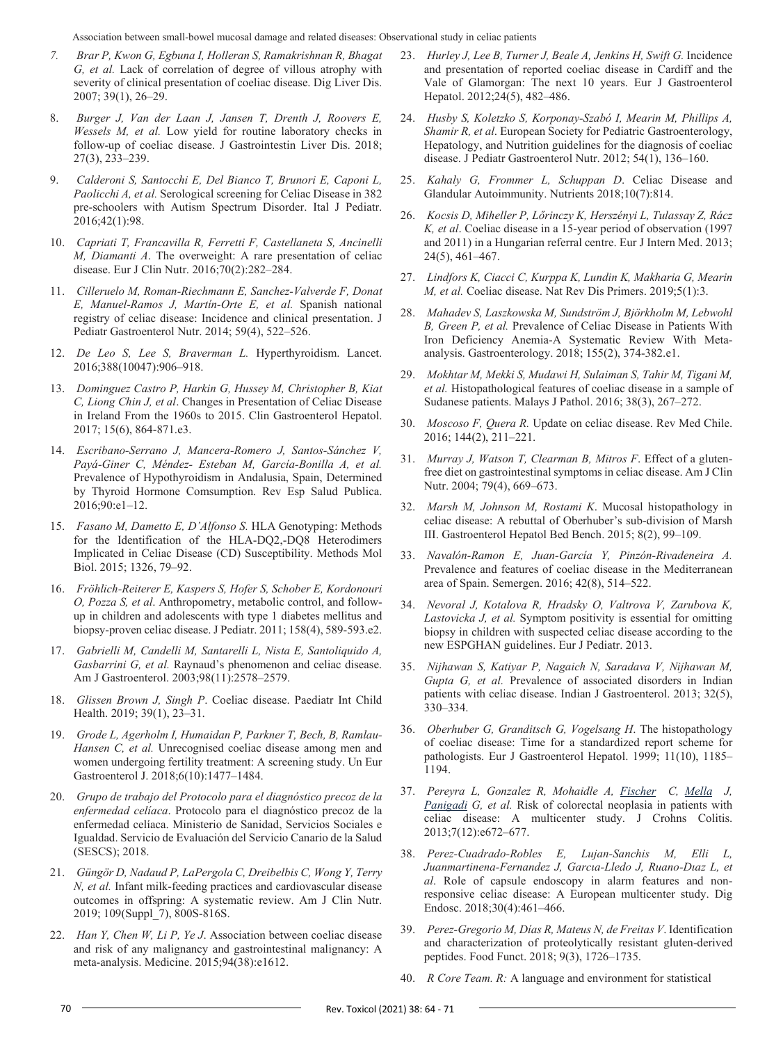7. *Brar P, Kwon G, Egbuna I, Holleran S, Ramakrishnan R, Bhagat G, et al.* Lack of correlation of degree of villous atrophy with severity of clinical presentation of coeliac disease. Dig Liver Dis. 2007; 39(1), 26–29.

8. *Burger J, Van der Laan J, Jansen T, Drenth J, Roovers E, Wessels M, et al.* Low yield for routine laboratory checks in follow-up of coeliac disease. J Gastrointestin Liver Dis. 2018; 27(3), 233–239.

9. *Calderoni S, Santocchi E, Del Bianco T, Brunori E, Caponi L, Paolicchi A, et al.* Serological screening for Celiac Disease in 382 pre-schoolers with Autism Spectrum Disorder. Ital J Pediatr. 2016;42(1):98.

10. *Capriati T, Francavilla R, Ferretti F, Castellaneta S, Ancinelli M, Diamanti A*. The overweight: A rare presentation of celiac disease. Eur J Clin Nutr. 2016;70(2):282–284.

11. *Cilleruelo M, Roman-Riechmann E, Sanchez-Valverde F, Donat E, Manuel-Ramos J, Martín-Orte E, et al.* Spanish national registry of celiac disease: Incidence and clinical presentation. J Pediatr Gastroenterol Nutr. 2014; 59(4), 522–526.

12. *De Leo S, Lee S, Braverman L.* Hyperthyroidism. Lancet. 2016;388(10047):906–918.

13. *Dominguez Castro P, Harkin G, Hussey M, Christopher B, Kiat C, Liong Chin J, et al*. Changes in Presentation of Celiac Disease in Ireland From the 1960s to 2015. Clin Gastroenterol Hepatol. 2017; 15(6), 864-871.e3.

14. *Escribano-Serrano J, Mancera-Romero J, Santos-Sánchez V, Payá-Giner C, Méndez- Esteban M, García-Bonilla A, et al.* Prevalence of Hypothyroidism in Andalusia, Spain, Determined by Thyroid Hormone Comsumption. Rev Esp Salud Publica. 2016;90:e1–12.

15. *Fasano M, Dametto E, D'Alfonso S.* HLA Genotyping: Methods for the Identification of the HLA-DQ2,-DQ8 Heterodimers Implicated in Celiac Disease (CD) Susceptibility. Methods Mol Biol. 2015; 1326, 79–92.

16. *Fröhlich-Reiterer E, Kaspers S, Hofer S, Schober E, Kordonouri O, Pozza S, et al*. Anthropometry, metabolic control, and follow-up in children and adolescents with type 1 diabetes mellitus and biopsy-proven celiac disease. J Pediatr. 2011; 158(4), 589-593.e2.

17. *Gabrielli M, Candelli M, Santarelli L, Nista E, Santoliquido A, Gasbarrini G, et al.* Raynaud's phenomenon and celiac disease. Am J Gastroenterol. 2003;98(11):2578–2579.

18. *Glissen Brown J, Singh P*. Coeliac disease. Paediatr Int Child Health. 2019; 39(1), 23–31.

19. *Grode L, Agerholm I, Humaidan P, Parkner T, Bech, B, Ramlau-Hansen C, et al.* Unrecognised coeliac disease among men and women undergoing fertility treatment: A screening study. Un Eur Gastroenterol J. 2018;6(10):1477–1484.

20. *Grupo de trabajo del Protocolo para el diagnóstico precoz de la enfermedad celíaca*. Protocolo para el diagnóstico precoz de la enfermedad celíaca. Ministerio de Sanidad, Servicios Sociales e Igualdad. Servicio de Evaluación del Servicio Canario de la Salud (SESCS); 2018.

21. *Güngör D, Nadaud P, LaPergola C, Dreibelbis C, Wong Y, Terry N, et al.* Infant milk-feeding practices and cardiovascular disease outcomes in offspring: A systematic review. Am J Clin Nutr. 2019; 109(Suppl_7), 800S-816S.

22. *Han Y, Chen W, Li P, Ye J*. Association between coeliac disease and risk of any malignancy and gastrointestinal malignancy: A meta-analysis. Medicine. 2015;94(38):e1612.

23. *Hurley J, Lee B, Turner J, Beale A, Jenkins H, Swift G.* Incidence and presentation of reported coeliac disease in Cardiff and the Vale of Glamorgan: The next 10 years. Eur J Gastroenterol Hepatol. 2012;24(5), 482–486.

24. *Husby S, Koletzko S, Korponay-Szabó I, Mearin M, Phillips A, Shamir R, et al*. European Society for Pediatric Gastroenterology, Hepatology, and Nutrition guidelines for the diagnosis of coeliac disease. J Pediatr Gastroenterol Nutr. 2012; 54(1), 136–160.

25. *Kahaly G, Frommer L, Schuppan D*. Celiac Disease and Glandular Autoimmunity. Nutrients 2018;10(7):814.

26. *Kocsis D, Miheller P, Lőrinczy K, Herszényi L, Tulassay Z, Rácz K, et al*. Coeliac disease in a 15-year period of observation (1997 and 2011) in a Hungarian referral centre. Eur J Intern Med. 2013; 24(5), 461–467.

27. *Lindfors K, Ciacci C, Kurppa K, Lundin K, Makharia G, Mearin M, et al.* Coeliac disease. Nat Rev Dis Primers. 2019;5(1):3.

28. *Mahadev S, Laszkowska M, Sundström J, Björkholm M, Lebwohl B, Green P, et al.* Prevalence of Celiac Disease in Patients With Iron Deficiency Anemia-A Systematic Review With Meta-analysis. Gastroenterology. 2018; 155(2), 374-382.e1.

29. *Mokhtar M, Mekki S, Mudawi H, Sulaiman S, Tahir M, Tigani M, et al.* Histopathological features of coeliac disease in a sample of Sudanese patients. Malays J Pathol. 2016; 38(3), 267–272.

30. *Moscoso F, Quera R.* Update on celiac disease. Rev Med Chile. 2016; 144(2), 211–221.

31. *Murray J, Watson T, Clearman B, Mitros F*. Effect of a gluten-free diet on gastrointestinal symptoms in celiac disease. Am J Clin Nutr. 2004; 79(4), 669–673.

32. *Marsh M, Johnson M, Rostami K*. Mucosal histopathology in celiac disease: A rebuttal of Oberhuber's sub-division of Marsh III. Gastroenterol Hepatol Bed Bench. 2015; 8(2), 99–109.

33. *Navalón-Ramon E, Juan-García Y, Pinzón-Rivadeneira A.* Prevalence and features of coeliac disease in the Mediterranean area of Spain. Semergen. 2016; 42(8), 514–522.

34. *Nevoral J, Kotalova R, Hradsky O, Valtrova V, Zarubova K, Lastovicka J, et al.* Symptom positivity is essential for omitting biopsy in children with suspected celiac disease according to the new ESPGHAN guidelines. Eur J Pediatr. 2013.

35. *Nijhawan S, Katiyar P, Nagaich N, Saradava V, Nijhawan M, Gupta G, et al.* Prevalence of associated disorders in Indian patients with celiac disease. Indian J Gastroenterol. 2013; 32(5), 330–334.

36. *Oberhuber G, Granditsch G, Vogelsang H*. The histopathology of coeliac disease: Time for a standardized report scheme for pathologists. Eur J Gastroenterol Hepatol. 1999; 11(10), 1185–1194.

37. *Pereyra L, Gonzalez R, Mohaidle A, Fischer C, Mella J, Panigadi G, et al.* Risk of colorectal neoplasia in patients with celiac disease: A multicenter study. J Crohns Colitis. 2013;7(12):e672–677.

38. *Perez-Cuadrado-Robles E, Lujan-Sanchis M, Elli L, Juanmartinena-Fernandez J, Garcıa-Lledo J, Ruano-Dıaz L, et al*. Role of capsule endoscopy in alarm features and non-responsive celiac disease: A European multicenter study. Dig Endosc. 2018;30(4):461–466.

39. *Perez-Gregorio M, Días R, Mateus N, de Freitas V*. Identification and characterization of proteolytically resistant gluten-derived peptides. Food Funct. 2018; 9(3), 1726–1735.

40. *R Core Team. R:* A language and environment for statistical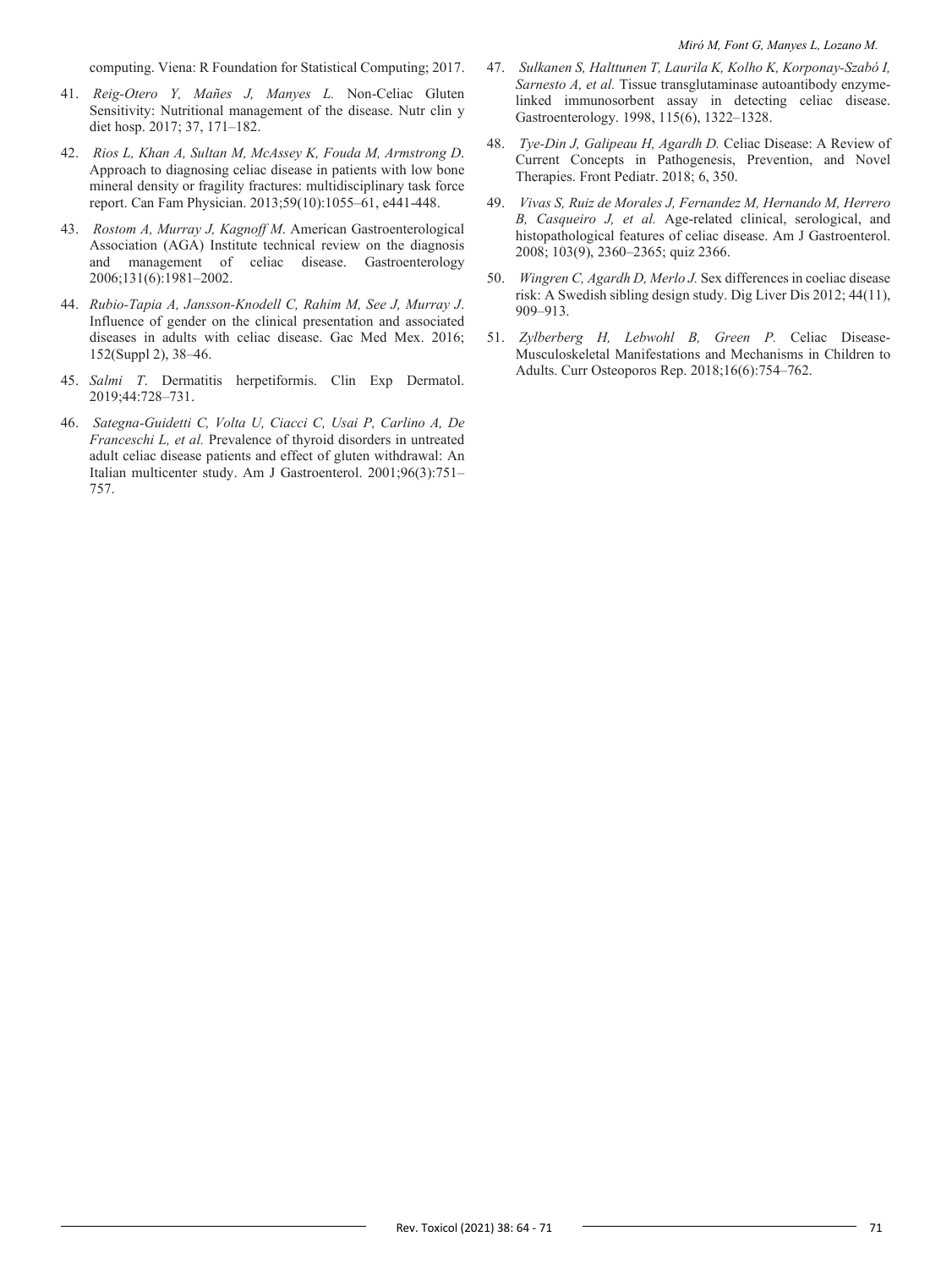computing. Viena: R Foundation for Statistical Computing; 2017.

41. *Reig-Otero Y, Mañes J, Manyes L.* Non-Celiac Gluten Sensitivity: Nutritional management of the disease. Nutr clin y diet hosp. 2017; 37, 171–182.

42. *Rios L, Khan A, Sultan M, McAssey K, Fouda M, Armstrong D.* Approach to diagnosing celiac disease in patients with low bone mineral density or fragility fractures: multidisciplinary task force report. Can Fam Physician. 2013;59(10):1055–61, e441-448.

43. *Rostom A, Murray J, Kagnoff M.* American Gastroenterological Association (AGA) Institute technical review on the diagnosis and management of celiac disease. Gastroenterology 2006;131(6):1981–2002.

44. *Rubio-Tapia A, Jansson-Knodell C, Rahim M, See J, Murray J.* Influence of gender on the clinical presentation and associated diseases in adults with celiac disease. Gac Med Mex. 2016; 152(Suppl 2), 38–46.

45. *Salmi T.* Dermatitis herpetiformis. Clin Exp Dermatol. 2019;44:728–731.

46. *Sategna-Guidetti C, Volta U, Ciacci C, Usai P, Carlino A, De Franceschi L, et al.* Prevalence of thyroid disorders in untreated adult celiac disease patients and effect of gluten withdrawal: An Italian multicenter study. Am J Gastroenterol. 2001;96(3):751–757.

47. *Sulkanen S, Halttunen T, Laurila K, Kolho K, Korponay-Szabó I, Sarnesto A, et al.* Tissue transglutaminase autoantibody enzyme-linked immunosorbent assay in detecting celiac disease. Gastroenterology. 1998, 115(6), 1322–1328.

48. *Tye-Din J, Galipeau H, Agardh D.* Celiac Disease: A Review of Current Concepts in Pathogenesis, Prevention, and Novel Therapies. Front Pediatr. 2018; 6, 350.

49. *Vivas S, Ruiz de Morales J, Fernandez M, Hernando M, Herrero B, Casqueiro J, et al.* Age-related clinical, serological, and histopathological features of celiac disease. Am J Gastroenterol. 2008; 103(9), 2360–2365; quiz 2366.

50. *Wingren C, Agardh D, Merlo J.* Sex differences in coeliac disease risk: A Swedish sibling design study. Dig Liver Dis 2012; 44(11), 909–913.

51. *Zylberberg H, Lebwohl B, Green P.* Celiac Disease-Musculoskeletal Manifestations and Mechanisms in Children to Adults. Curr Osteoporos Rep. 2018;16(6):754–762.